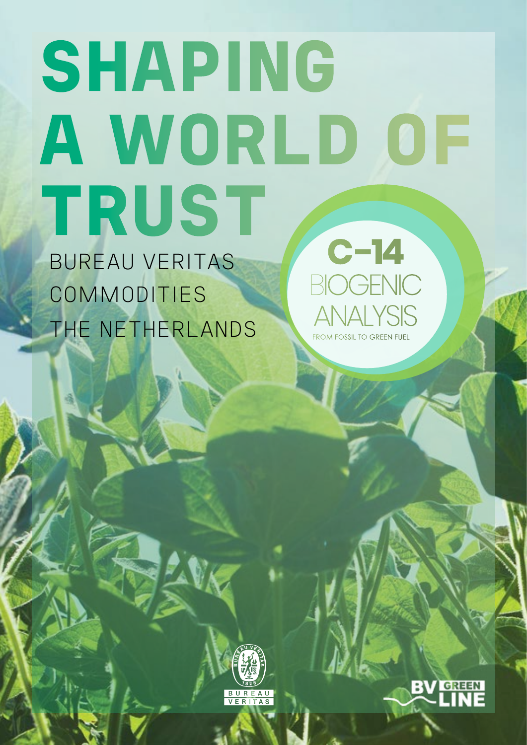# SHAPING A WORLD OF TRUST

BUREAU VERITAS
COMMODITIES
THE NETHERLANDS

## C-14 BIOGENIC ANALYSIS

FROM FOSSIL TO GREEN FUEL

BUREAU VERITAS

1828

BV GREEN LINE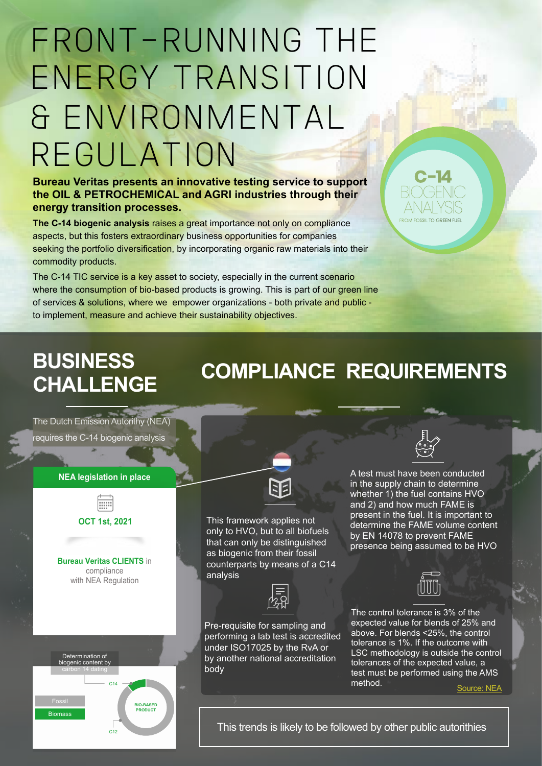# FRONT-RUNNING THE ENERGY TRANSITION & ENVIRONMENTAL REGULATION

**Bureau Veritas presents an innovative testing service to support the OIL & PETROCHEMICAL and AGRI industries through their energy transition processes.**

**The C-14 biogenic analysis** raises a great importance not only on compliance aspects, but this fosters extraordinary business opportunities for companies seeking the portfolio diversification, by incorporating organic raw materials into their commodity products.

The C-14 TIC service is a key asset to society, especially in the current scenario where the consumption of bio-based products is growing. This is part of our green line of services & solutions, where we empower organizations - both private and public - to implement, measure and achieve their sustainability objectives.

C-14 BIOGENIC ANALYSIS

FROM FOSSIL TO GREEN FUEL

## BUSINESS CHALLENGE

The Dutch Emission Autorithy (NEA) requires the C-14 biogenic analysis

**NEA legislation in place**

**OCT 1st, 2021**

**Bureau Veritas CLIENTS** in compliance with NEA Regulation

Determination of biogenic content by carbon 14 dating

- Fossil
- Biomass

C14

C12

BIO-BASED PRODUCT

## COMPLIANCE REQUIREMENTS

This framework applies not only to HVO, but to all biofuels that can only be distinguished as biogenic from their fossil counterparts by means of a C14 analysis

Pre-requisite for sampling and performing a lab test is accredited under ISO17025 by the RvA or by another national accreditation body

A test must have been conducted in the supply chain to determine whether 1) the fuel contains HVO and 2) and how much FAME is present in the fuel. It is important to determine the FAME volume content by EN 14078 to prevent FAME presence being assumed to be HVO

The control tolerance is 3% of the expected value for blends of 25% and above. For blends <25%, the control tolerance is 1%. If the outcome with LSC methodology is outside the control tolerances of the expected value, a test must be performed using the AMS method.

Source: NEA

This trends is likely to be followed by other public autorithies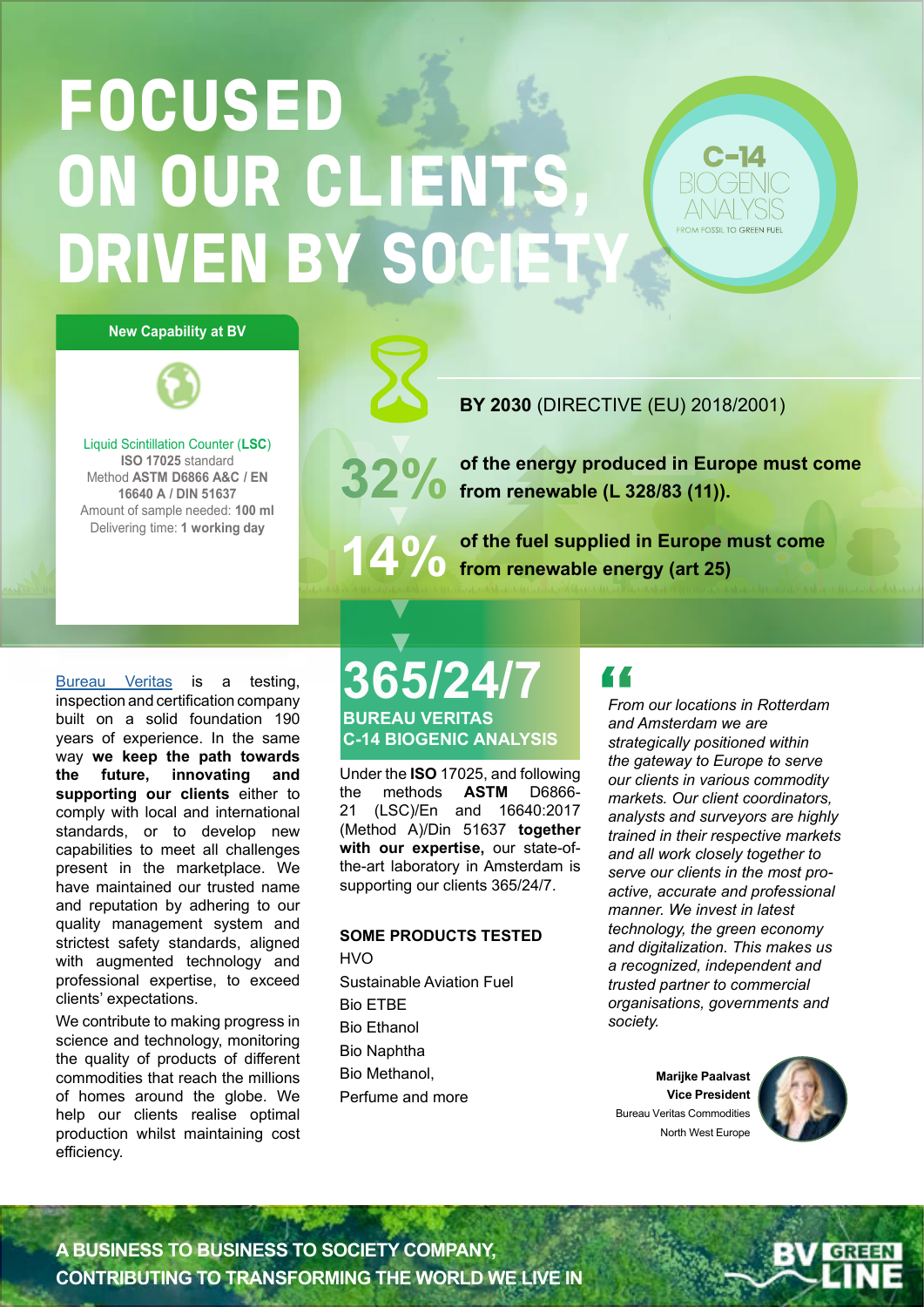# FOCUSED ON OUR CLIENTS, DRIVEN BY SOCIETY

C-14 BIOGENIC ANALYSIS
FROM FOSSIL TO GREEN FUEL

**New Capability at BV**

Liquid Scintillation Counter (**LSC**)
**ISO 17025** standard
Method **ASTM D6866 A&C / EN 16640 A / DIN 51637**
Amount of sample needed: **100 ml**
Delivering time: **1 working day**

**BY 2030** (DIRECTIVE (EU) 2018/2001)

**32%** **of the energy produced in Europe must come from renewable (L 328/83 (11)).**

**14%** **of the fuel supplied in Europe must come from renewable energy (art 25)**

Bureau Veritas is a testing, inspection and certification company built on a solid foundation 190 years of experience. In the same way **we keep the path towards the future, innovating and supporting our clients** either to comply with local and international standards, or to develop new capabilities to meet all challenges present in the marketplace. We have maintained our trusted name and reputation by adhering to our quality management system and strictest safety standards, aligned with augmented technology and professional expertise, to exceed clients' expectations.

We contribute to making progress in science and technology, monitoring the quality of products of different commodities that reach the millions of homes around the globe. We help our clients realise optimal production whilst maintaining cost efficiency.

## 365/24/7

**BUREAU VERITAS C-14 BIOGENIC ANALYSIS**

Under the **ISO** 17025, and following the methods **ASTM** D6866-21 (LSC)/En and 16640:2017 (Method A)/Din 51637 **together with our expertise,** our state-of-the-art laboratory in Amsterdam is supporting our clients 365/24/7.

**SOME PRODUCTS TESTED**

- HVO
- Sustainable Aviation Fuel
- Bio ETBE
- Bio Ethanol
- Bio Naphtha
- Bio Methanol,
- Perfume and more

*"From our locations in Rotterdam and Amsterdam we are strategically positioned within the gateway to Europe to serve our clients in various commodity markets. Our client coordinators, analysts and surveyors are highly trained in their respective markets and all work closely together to serve our clients in the most pro-active, accurate and professional manner. We invest in latest technology, the green economy and digitalization. This makes us a recognized, independent and trusted partner to commercial organisations, governments and society.*

**Marijke Paalvast**
**Vice President**
Bureau Veritas Commodities
North West Europe

**A BUSINESS TO BUSINESS TO SOCIETY COMPANY, CONTRIBUTING TO TRANSFORMING THE WORLD WE LIVE IN**

BV GREEN LINE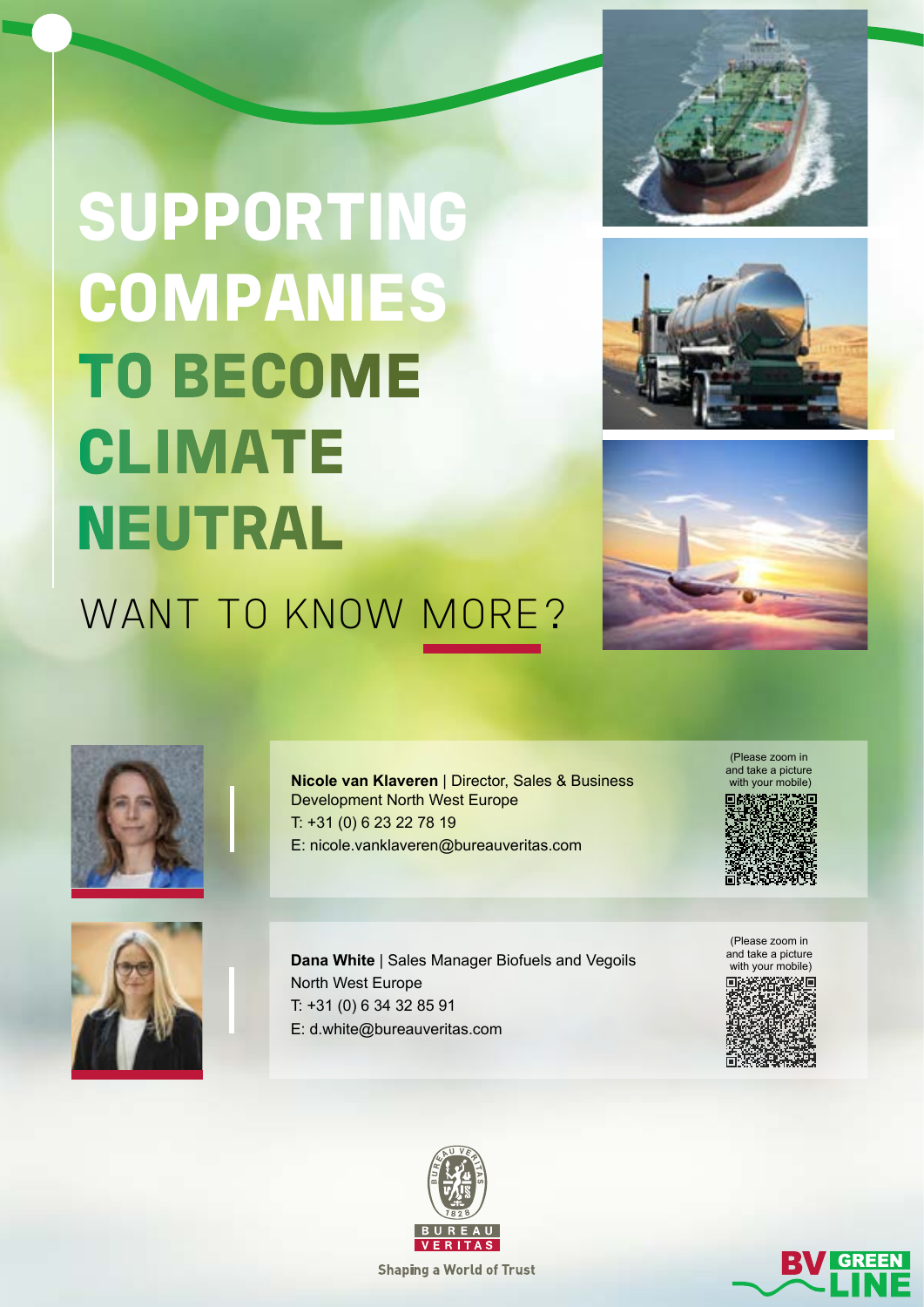# SUPPORTING COMPANIES TO BECOME CLIMATE NEUTRAL

## WANT TO KNOW MORE?

**Nicole van Klaveren** | Director, Sales & Business Development North West Europe
T: +31 (0) 6 23 22 78 19
E: nicole.vanklaveren@bureauveritas.com

(Please zoom in and take a picture with your mobile)

**Dana White** | Sales Manager Biofuels and Vegoils North West Europe
T: +31 (0) 6 34 32 85 91
E: d.white@bureauveritas.com

(Please zoom in and take a picture with your mobile)

BUREAU VERITAS 1828

Shaping a World of Trust

BV GREEN LINE